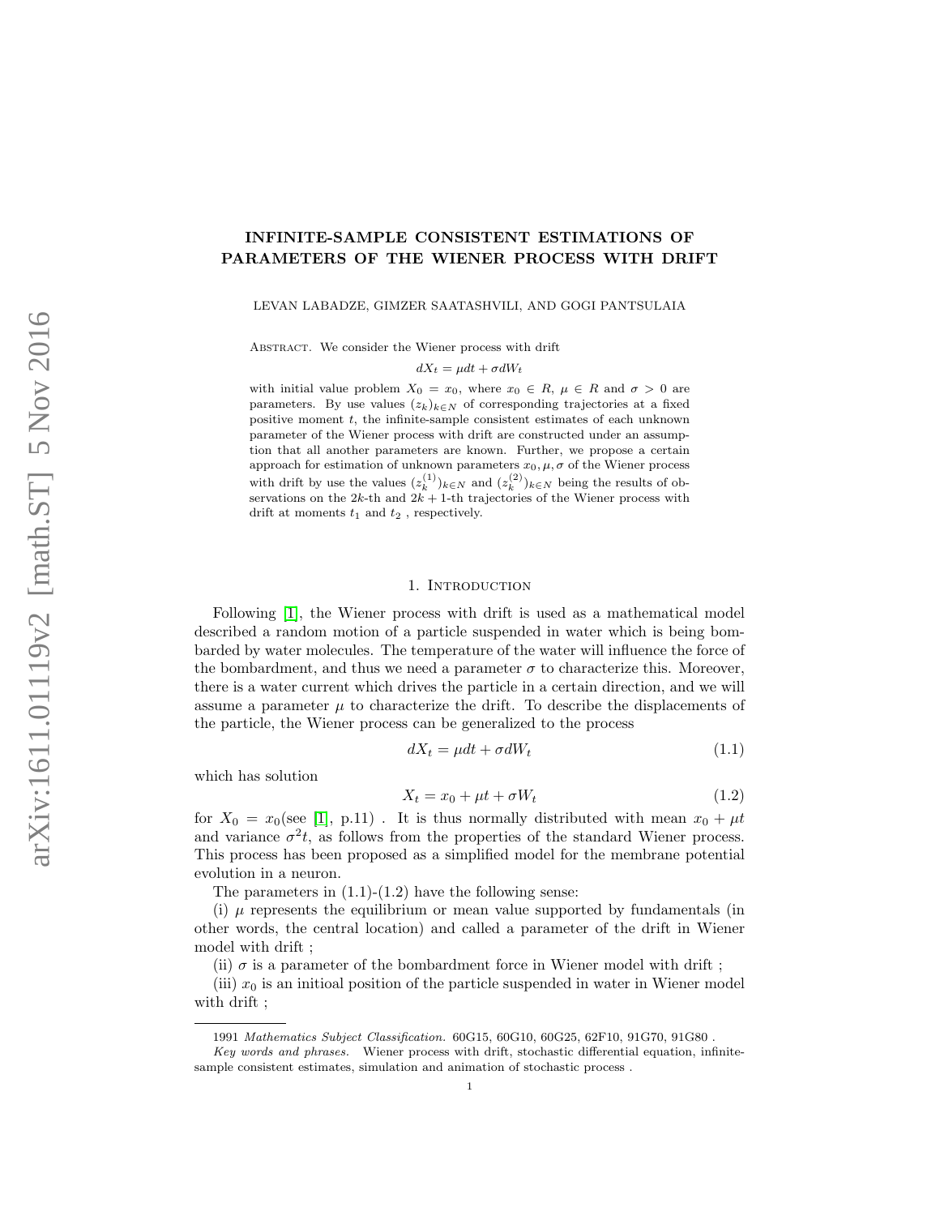# INFINITE-SAMPLE CONSISTENT ESTIMATIONS OF PARAMETERS OF THE WIENER PROCESS WITH DRIFT

LEVAN LABADZE, GIMZER SAATASHVILI, AND GOGI PANTSULAIA

Abstract. We consider the Wiener process with drift

$$dX_t = \mu dt + \sigma dW_t$$

with initial value problem $X_0 = x_0$, where $x_0 \in R$, $\mu \in R$ and $\sigma > 0$ are parameters. By use values $(z_k)_{k\in N}$ of corresponding trajectories at a fixed positive moment $t$, the infinite-sample consistent estimates of each unknown parameter of the Wiener process with drift are constructed under an assumption that all another parameters are known. Further, we propose a certain approach for estimation of unknown parameters $x_0, \mu, \sigma$ of the Wiener process with drift by use the values $(z_k^{(1)})_{k\in N}$ and $(z_k^{(2)})_{k\in N}$ being the results of observations on the $2k$-th and $2k+1$-th trajectories of the Wiener process with drift at moments $t_1$ and $t_2$ , respectively.

## 1. Introduction

Following [1], the Wiener process with drift is used as a mathematical model described a random motion of a particle suspended in water which is being bombarded by water molecules. The temperature of the water will influence the force of the bombardment, and thus we need a parameter $\sigma$ to characterize this. Moreover, there is a water current which drives the particle in a certain direction, and we will assume a parameter $\mu$ to characterize the drift. To describe the displacements of the particle, the Wiener process can be generalized to the process

$$dX_t = \mu dt + \sigma dW_t \tag{1.1}$$

which has solution

$$X_t = x_0 + \mu t + \sigma W_t \tag{1.2}$$

for $X_0 = x_0$(see [1], p.11) . It is thus normally distributed with mean $x_0 + \mu t$ and variance $\sigma^2 t$, as follows from the properties of the standard Wiener process. This process has been proposed as a simplified model for the membrane potential evolution in a neuron.

The parameters in (1.1)-(1.2) have the following sense:

(i) $\mu$ represents the equilibrium or mean value supported by fundamentals (in other words, the central location) and called a parameter of the drift in Wiener model with drift ;

(ii) $\sigma$ is a parameter of the bombardment force in Wiener model with drift ;

(iii) $x_0$ is an initioal position of the particle suspended in water in Wiener model with drift ;

---

1991 *Mathematics Subject Classification.* 60G15, 60G10, 60G25, 62F10, 91G70, 91G80 .

*Key words and phrases.* Wiener process with drift, stochastic differential equation, infinite-sample consistent estimates, simulation and animation of stochastic process .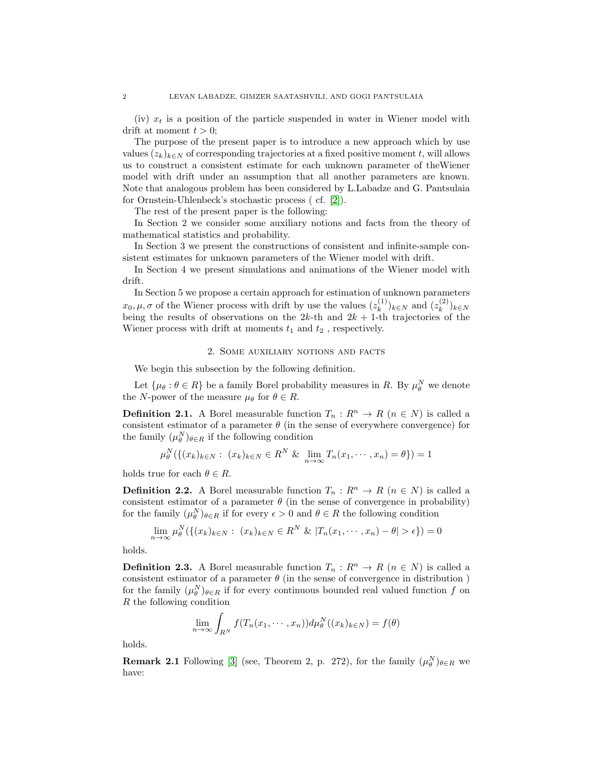(iv) $x_t$ is a position of the particle suspended in water in Wiener model with drift at moment $t > 0$;

The purpose of the present paper is to introduce a new approach which by use values $(z_k)_{k \in N}$ of corresponding trajectories at a fixed positive moment $t$, will allows us to construct a consistent estimate for each unknown parameter of theWiener model with drift under an assumption that all another parameters are known. Note that analogous problem has been considered by L.Labadze and G. Pantsulaia for Ornstein-Uhlenbeck's stochastic process ( cf. [2]).

The rest of the present paper is the following:

In Section 2 we consider some auxiliary notions and facts from the theory of mathematical statistics and probability.

In Section 3 we present the constructions of consistent and infinite-sample consistent estimates for unknown parameters of the Wiener model with drift.

In Section 4 we present simulations and animations of the Wiener model with drift.

In Section 5 we propose a certain approach for estimation of unknown parameters $x_0, \mu, \sigma$ of the Wiener process with drift by use the values $(z_k^{(1)})_{k \in N}$ and $(z_k^{(2)})_{k \in N}$ being the results of observations on the $2k$-th and $2k+1$-th trajectories of the Wiener process with drift at moments $t_1$ and $t_2$ , respectively.

## 2. Some auxiliary notions and facts

We begin this subsection by the following definition.

Let $\{\mu_\theta : \theta \in R\}$ be a family Borel probability measures in $R$. By $\mu_\theta^N$ we denote the $N$-power of the measure $\mu_\theta$ for $\theta \in R$.

**Definition 2.1.** A Borel measurable function $T_n : R^n \to R$ ($n \in N$) is called a consistent estimator of a parameter $\theta$ (in the sense of everywhere convergence) for the family $(\mu_\theta^N)_{\theta \in R}$ if the following condition

$$\mu_\theta^N(\{(x_k)_{k \in N} : \ (x_k)_{k \in N} \in R^N \ \& \ \lim_{n \to \infty} T_n(x_1, \cdots, x_n) = \theta\}) = 1$$

holds true for each $\theta \in R$.

**Definition 2.2.** A Borel measurable function $T_n : R^n \to R$ ($n \in N$) is called a consistent estimator of a parameter $\theta$ (in the sense of convergence in probability) for the family $(\mu_\theta^N)_{\theta \in R}$ if for every $\epsilon > 0$ and $\theta \in R$ the following condition

$$\lim_{n \to \infty} \mu_\theta^N(\{(x_k)_{k \in N} : \ (x_k)_{k \in N} \in R^N \ \& \ |T_n(x_1, \cdots, x_n) - \theta| > \epsilon\}) = 0$$

holds.

**Definition 2.3.** A Borel measurable function $T_n : R^n \to R$ ($n \in N$) is called a consistent estimator of a parameter $\theta$ (in the sense of convergence in distribution ) for the family $(\mu_\theta^N)_{\theta \in R}$ if for every continuous bounded real valued function $f$ on $R$ the following condition

$$\lim_{n \to \infty} \int_{R^N} f(T_n(x_1, \cdots, x_n)) d\mu_\theta^N((x_k)_{k \in N}) = f(\theta)$$

holds.

**Remark 2.1** Following [3] (see, Theorem 2, p. 272), for the family $(\mu_\theta^N)_{\theta \in R}$ we have: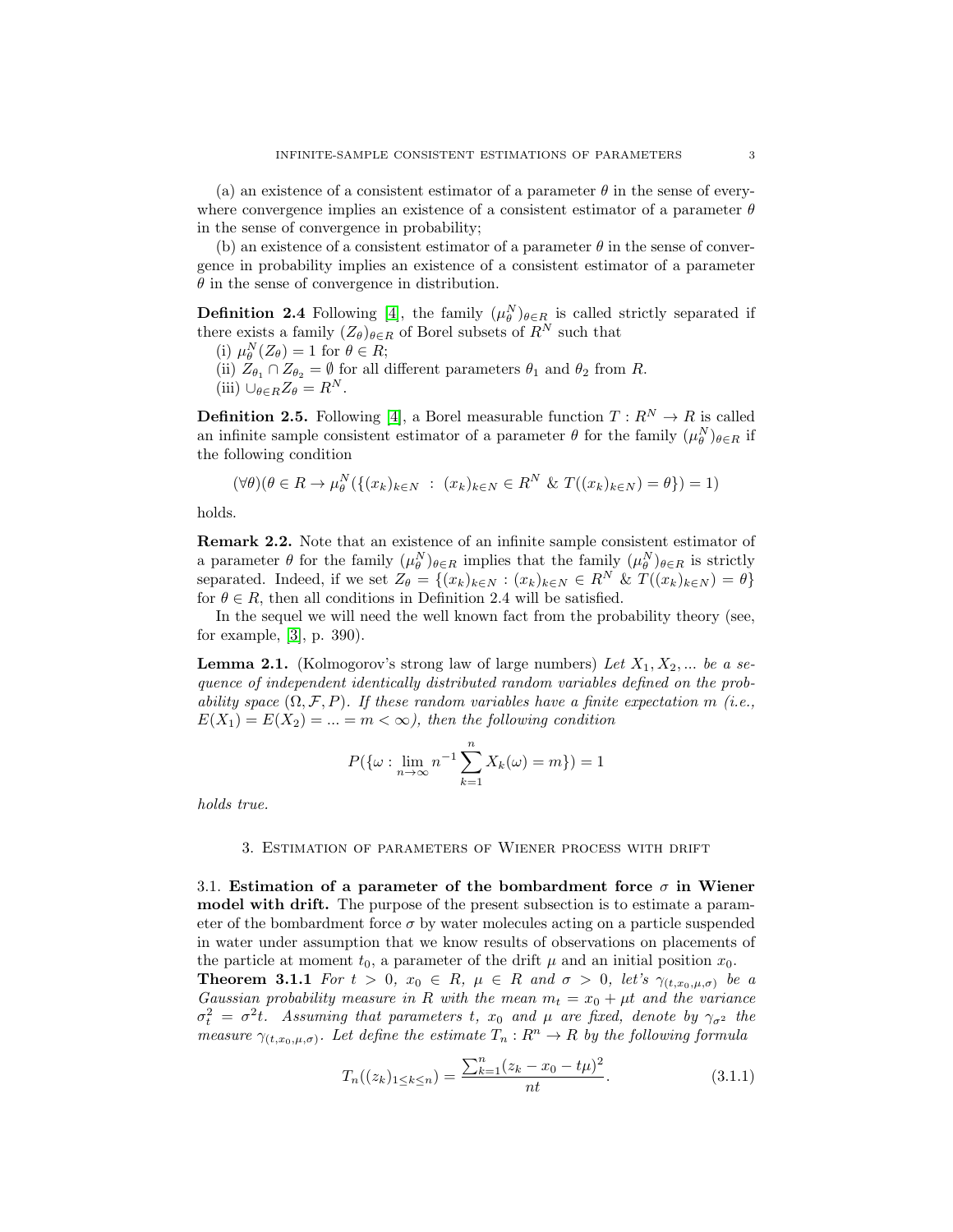(a) an existence of a consistent estimator of a parameter $\theta$ in the sense of everywhere convergence implies an existence of a consistent estimator of a parameter $\theta$ in the sense of convergence in probability;

(b) an existence of a consistent estimator of a parameter $\theta$ in the sense of convergence in probability implies an existence of a consistent estimator of a parameter $\theta$ in the sense of convergence in distribution.

**Definition 2.4** Following [4], the family $(\mu_\theta^N)_{\theta \in R}$ is called strictly separated if there exists a family $(Z_\theta)_{\theta \in R}$ of Borel subsets of $R^N$ such that

(i) $\mu_\theta^N(Z_\theta) = 1$ for $\theta \in R$;

(ii) $Z_{\theta_1} \cap Z_{\theta_2} = \emptyset$ for all different parameters $\theta_1$ and $\theta_2$ from $R$.

(iii) $\cup_{\theta \in R} Z_\theta = R^N$.

**Definition 2.5.** Following [4], a Borel measurable function $T : R^N \to R$ is called an infinite sample consistent estimator of a parameter $\theta$ for the family $(\mu_\theta^N)_{\theta \in R}$ if the following condition

$$(\forall \theta)(\theta \in R \to \mu_\theta^N(\{(x_k)_{k \in N} \ : \ (x_k)_{k \in N} \in R^N \ \& \ T((x_k)_{k \in N}) = \theta\}) = 1)$$

holds.

**Remark 2.2.** Note that an existence of an infinite sample consistent estimator of a parameter $\theta$ for the family $(\mu_\theta^N)_{\theta \in R}$ implies that the family $(\mu_\theta^N)_{\theta \in R}$ is strictly separated. Indeed, if we set $Z_\theta = \{(x_k)_{k \in N} : (x_k)_{k \in N} \in R^N \ \& \ T((x_k)_{k \in N}) = \theta\}$ for $\theta \in R$, then all conditions in Definition 2.4 will be satisfied.

In the sequel we will need the well known fact from the probability theory (see, for example, [3], p. 390).

**Lemma 2.1.** (Kolmogorov's strong law of large numbers) *Let $X_1, X_2, ...$ be a sequence of independent identically distributed random variables defined on the probability space $(\Omega, \mathcal{F}, P)$. If these random variables have a finite expectation $m$ (i.e., $E(X_1) = E(X_2) = ... = m < \infty$), then the following condition*

$$P(\{\omega : \lim_{n \to \infty} n^{-1} \sum_{k=1}^{n} X_k(\omega) = m\}) = 1$$

*holds true.*

## 3. Estimation of parameters of Wiener process with drift

3.1. **Estimation of a parameter of the bombardment force $\sigma$ in Wiener model with drift.** The purpose of the present subsection is to estimate a parameter of the bombardment force $\sigma$ by water molecules acting on a particle suspended in water under assumption that we know results of observations on placements of the particle at moment $t_0$, a parameter of the drift $\mu$ and an initial position $x_0$.

**Theorem 3.1.1** *For $t > 0$, $x_0 \in R$, $\mu \in R$ and $\sigma > 0$, let's $\gamma_{(t,x_0,\mu,\sigma)}$ be a Gaussian probability measure in $R$ with the mean $m_t = x_0 + \mu t$ and the variance $\sigma_t^2 = \sigma^2 t$. Assuming that parameters $t$, $x_0$ and $\mu$ are fixed, denote by $\gamma_{\sigma^2}$ the measure $\gamma_{(t,x_0,\mu,\sigma)}$. Let define the estimate $T_n : R^n \to R$ by the following formula*

$$T_n((z_k)_{1 \leq k \leq n}) = \frac{\sum_{k=1}^{n}(z_k - x_0 - t\mu)^2}{nt}. \tag{3.1.1}$$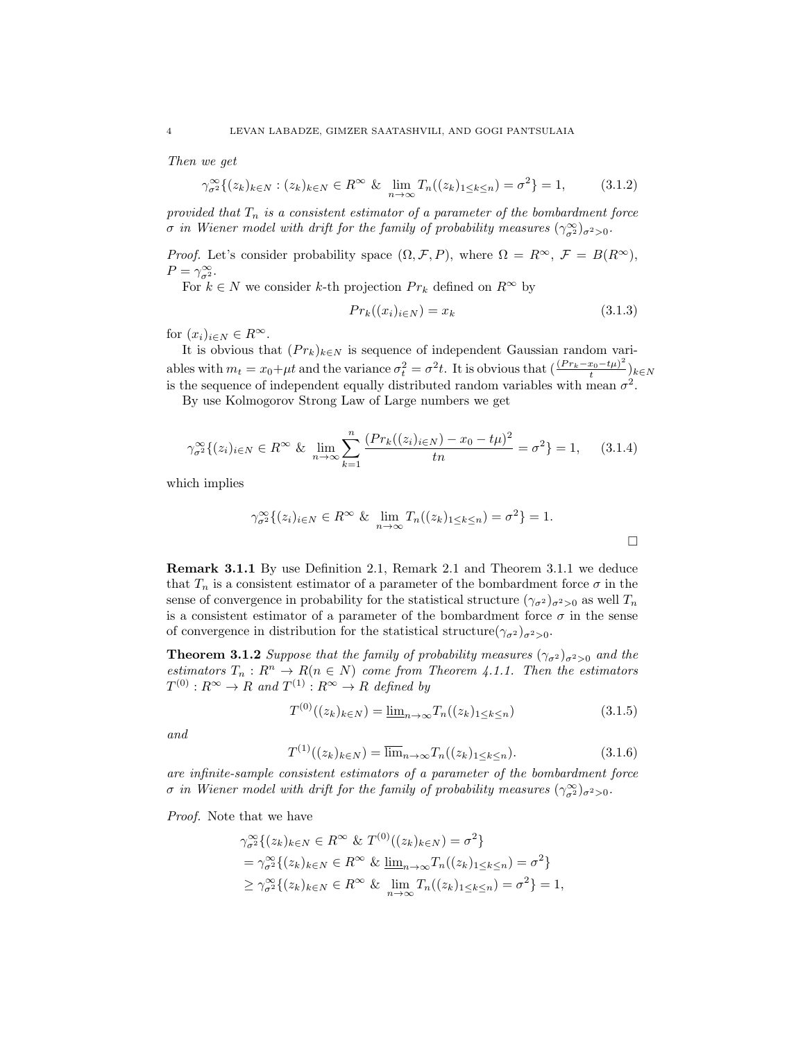*Then we get*

$$\gamma_{\sigma^2}^{\infty}\{(z_k)_{k\in N} : (z_k)_{k\in N} \in R^{\infty} \ \& \ \lim_{n\to\infty} T_n((z_k)_{1\le k\le n}) = \sigma^2\} = 1, \tag{3.1.2}$$

*provided that $T_n$ is a consistent estimator of a parameter of the bombardment force $\sigma$ in Wiener model with drift for the family of probability measures $(\gamma_{\sigma^2}^{\infty})_{\sigma^2>0}$.*

*Proof.* Let's consider probability space $(\Omega, \mathcal{F}, P)$, where $\Omega = R^{\infty}$, $\mathcal{F} = B(R^{\infty})$, $P = \gamma_{\sigma^2}^{\infty}$.

For $k \in N$ we consider $k$-th projection $Pr_k$ defined on $R^{\infty}$ by

$$Pr_k((x_i)_{i\in N}) = x_k \tag{3.1.3}$$

for $(x_i)_{i\in N} \in R^{\infty}$.

It is obvious that $(Pr_k)_{k\in N}$ is sequence of independent Gaussian random variables with $m_t = x_0 + \mu t$ and the variance $\sigma_t^2 = \sigma^2 t$. It is obvious that $(\frac{(Pr_k - x_0 - t\mu)^2}{t})_{k\in N}$ is the sequence of independent equally distributed random variables with mean $\sigma^2$.

By use Kolmogorov Strong Law of Large numbers we get

$$\gamma_{\sigma^2}^{\infty}\{(z_i)_{i\in N} \in R^{\infty} \ \& \ \lim_{n\to\infty} \sum_{k=1}^{n} \frac{(Pr_k((z_i)_{i\in N}) - x_0 - t\mu)^2}{tn} = \sigma^2\} = 1, \tag{3.1.4}$$

which implies

$$\gamma_{\sigma^2}^{\infty}\{(z_i)_{i\in N} \in R^{\infty} \ \& \ \lim_{n\to\infty} T_n((z_k)_{1\le k\le n}) = \sigma^2\} = 1.$$

$\square$

**Remark 3.1.1** By use Definition 2.1, Remark 2.1 and Theorem 3.1.1 we deduce that $T_n$ is a consistent estimator of a parameter of the bombardment force $\sigma$ in the sense of convergence in probability for the statistical structure $(\gamma_{\sigma^2})_{\sigma^2>0}$ as well $T_n$ is a consistent estimator of a parameter of the bombardment force $\sigma$ in the sense of convergence in distribution for the statistical structure$(\gamma_{\sigma^2})_{\sigma^2>0}$.

**Theorem 3.1.2** *Suppose that the family of probability measures $(\gamma_{\sigma^2})_{\sigma^2>0}$ and the estimators $T_n : R^n \to R (n \in N)$ come from Theorem 4.1.1. Then the estimators $T^{(0)} : R^{\infty} \to R$ and $T^{(1)} : R^{\infty} \to R$ defined by*

$$T^{(0)}((z_k)_{k\in N}) = \underline{\lim}_{n\to\infty} T_n((z_k)_{1\le k\le n}) \tag{3.1.5}$$

*and*

$$T^{(1)}((z_k)_{k\in N}) = \overline{\lim}_{n\to\infty} T_n((z_k)_{1\le k\le n}). \tag{3.1.6}$$

*are infinite-sample consistent estimators of a parameter of the bombardment force $\sigma$ in Wiener model with drift for the family of probability measures $(\gamma_{\sigma^2}^{\infty})_{\sigma^2>0}$.*

*Proof.* Note that we have

$$\begin{aligned}
&\gamma_{\sigma^2}^{\infty}\{(z_k)_{k\in N} \in R^{\infty} \ \& \ T^{(0)}((z_k)_{k\in N}) = \sigma^2\} \\
&= \gamma_{\sigma^2}^{\infty}\{(z_k)_{k\in N} \in R^{\infty} \ \& \ \underline{\lim}_{n\to\infty} T_n((z_k)_{1\le k\le n}) = \sigma^2\} \\
&\ge \gamma_{\sigma^2}^{\infty}\{(z_k)_{k\in N} \in R^{\infty} \ \& \ \lim_{n\to\infty} T_n((z_k)_{1\le k\le n}) = \sigma^2\} = 1,
\end{aligned}$$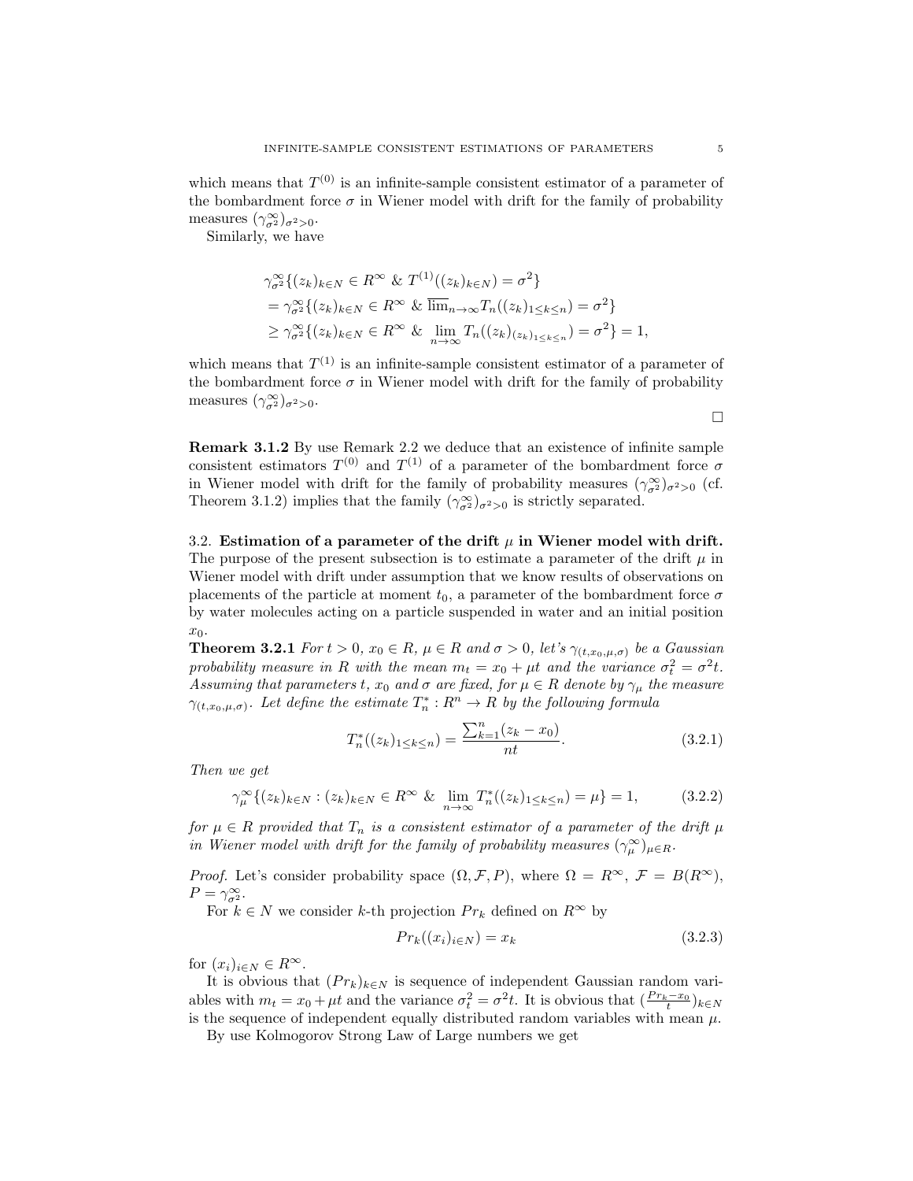which means that $T^{(0)}$ is an infinite-sample consistent estimator of a parameter of the bombardment force $\sigma$ in Wiener model with drift for the family of probability measures $(\gamma_{\sigma^2}^{\infty})_{\sigma^2>0}$.

Similarly, we have

$$
\begin{aligned}
&\gamma_{\sigma^2}^{\infty}\{(z_k)_{k\in N} \in R^{\infty} \ \& \ T^{(1)}((z_k)_{k\in N}) = \sigma^2\} \\
&= \gamma_{\sigma^2}^{\infty}\{(z_k)_{k\in N} \in R^{\infty} \ \& \ \overline{\lim}_{n\to\infty} T_n((z_k)_{1\le k\le n}) = \sigma^2\} \\
&\ge \gamma_{\sigma^2}^{\infty}\{(z_k)_{k\in N} \in R^{\infty} \ \& \ \lim_{n\to\infty} T_n((z_k)_{(z_k)_{1\le k\le n}}) = \sigma^2\} = 1,
\end{aligned}
$$

which means that $T^{(1)}$ is an infinite-sample consistent estimator of a parameter of the bombardment force $\sigma$ in Wiener model with drift for the family of probability measures $(\gamma_{\sigma^2}^{\infty})_{\sigma^2>0}$.

□

**Remark 3.1.2** By use Remark 2.2 we deduce that an existence of infinite sample consistent estimators $T^{(0)}$ and $T^{(1)}$ of a parameter of the bombardment force $\sigma$ in Wiener model with drift for the family of probability measures $(\gamma_{\sigma^2}^{\infty})_{\sigma^2>0}$ (cf. Theorem 3.1.2) implies that the family $(\gamma_{\sigma^2}^{\infty})_{\sigma^2>0}$ is strictly separated.

3.2. **Estimation of a parameter of the drift $\mu$ in Wiener model with drift.** The purpose of the present subsection is to estimate a parameter of the drift $\mu$ in Wiener model with drift under assumption that we know results of observations on placements of the particle at moment $t_0$, a parameter of the bombardment force $\sigma$ by water molecules acting on a particle suspended in water and an initial position $x_0$.

**Theorem 3.2.1** *For $t > 0$, $x_0 \in R$, $\mu \in R$ and $\sigma > 0$, let's $\gamma_{(t,x_0,\mu,\sigma)}$ be a Gaussian probability measure in $R$ with the mean $m_t = x_0 + \mu t$ and the variance $\sigma_t^2 = \sigma^2 t$. Assuming that parameters $t$, $x_0$ and $\sigma$ are fixed, for $\mu \in R$ denote by $\gamma_\mu$ the measure $\gamma_{(t,x_0,\mu,\sigma)}$. Let define the estimate $T_n^* : R^n \to R$ by the following formula*

$$
T_n^*((z_k)_{1\le k\le n}) = \frac{\sum_{k=1}^{n}(z_k - x_0)}{nt}. \tag{3.2.1}
$$

*Then we get*

$$
\gamma_\mu^{\infty}\{(z_k)_{k\in N} : (z_k)_{k\in N} \in R^{\infty} \ \& \ \lim_{n\to\infty} T_n^*((z_k)_{1\le k\le n}) = \mu\} = 1, \tag{3.2.2}
$$

*for $\mu \in R$ provided that $T_n$ is a consistent estimator of a parameter of the drift $\mu$ in Wiener model with drift for the family of probability measures $(\gamma_\mu^{\infty})_{\mu\in R}$.*

*Proof.* Let's consider probability space $(\Omega, \mathcal{F}, P)$, where $\Omega = R^{\infty}$, $\mathcal{F} = B(R^{\infty})$, $P = \gamma_{\sigma^2}^{\infty}$.

For $k \in N$ we consider $k$-th projection $Pr_k$ defined on $R^{\infty}$ by

$$
Pr_k((x_i)_{i\in N}) = x_k \tag{3.2.3}
$$

for $(x_i)_{i\in N} \in R^{\infty}$.

It is obvious that $(Pr_k)_{k\in N}$ is sequence of independent Gaussian random variables with $m_t = x_0 + \mu t$ and the variance $\sigma_t^2 = \sigma^2 t$. It is obvious that $(\frac{Pr_k - x_0}{t})_{k\in N}$ is the sequence of independent equally distributed random variables with mean $\mu$.

By use Kolmogorov Strong Law of Large numbers we get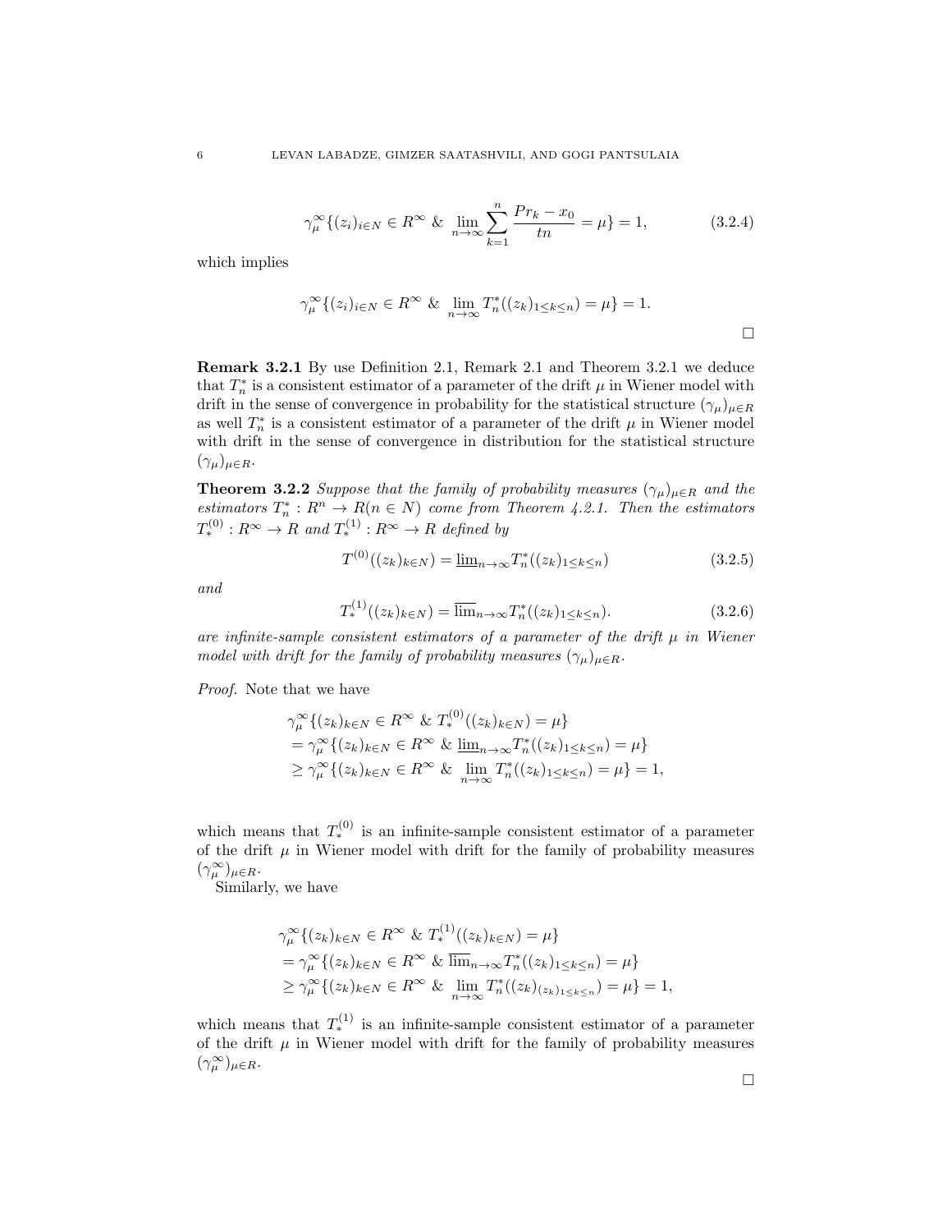$$\gamma_\mu^\infty\{(z_i)_{i\in N} \in R^\infty \ \& \ \lim_{n\to\infty}\sum_{k=1}^{n}\frac{Pr_k - x_0}{tn} = \mu\} = 1, \tag{3.2.4}$$

which implies

$$\gamma_\mu^\infty\{(z_i)_{i\in N} \in R^\infty \ \& \ \lim_{n\to\infty} T_n^*((z_k)_{1\le k\le n}) = \mu\} = 1.$$

□

**Remark 3.2.1** By use Definition 2.1, Remark 2.1 and Theorem 3.2.1 we deduce that $T_n^*$ is a consistent estimator of a parameter of the drift $\mu$ in Wiener model with drift in the sense of convergence in probability for the statistical structure $(\gamma_\mu)_{\mu\in R}$ as well $T_n^*$ is a consistent estimator of a parameter of the drift $\mu$ in Wiener model with drift in the sense of convergence in distribution for the statistical structure $(\gamma_\mu)_{\mu\in R}$.

**Theorem 3.2.2** *Suppose that the family of probability measures $(\gamma_\mu)_{\mu\in R}$ and the estimators $T_n^* : R^n \to R (n \in N)$ come from Theorem 4.2.1. Then the estimators $T_*^{(0)} : R^\infty \to R$ and $T_*^{(1)} : R^\infty \to R$ defined by*

$$T^{(0)}((z_k)_{k\in N}) = \underline{\lim}_{n\to\infty} T_n^*((z_k)_{1\le k\le n}) \tag{3.2.5}$$

*and*

$$T_*^{(1)}((z_k)_{k\in N}) = \overline{\lim}_{n\to\infty} T_n^*((z_k)_{1\le k\le n}). \tag{3.2.6}$$

*are infinite-sample consistent estimators of a parameter of the drift $\mu$ in Wiener model with drift for the family of probability measures $(\gamma_\mu)_{\mu\in R}$.*

*Proof.* Note that we have

$$\begin{aligned}
&\gamma_\mu^\infty\{(z_k)_{k\in N} \in R^\infty \ \& \ T_*^{(0)}((z_k)_{k\in N}) = \mu\} \\
&= \gamma_\mu^\infty\{(z_k)_{k\in N} \in R^\infty \ \& \ \underline{\lim}_{n\to\infty} T_n^*((z_k)_{1\le k\le n}) = \mu\} \\
&\ge \gamma_\mu^\infty\{(z_k)_{k\in N} \in R^\infty \ \& \ \lim_{n\to\infty} T_n^*((z_k)_{1\le k\le n}) = \mu\} = 1,
\end{aligned}$$

which means that $T_*^{(0)}$ is an infinite-sample consistent estimator of a parameter of the drift $\mu$ in Wiener model with drift for the family of probability measures $(\gamma_\mu^\infty)_{\mu\in R}$.

Similarly, we have

$$\begin{aligned}
&\gamma_\mu^\infty\{(z_k)_{k\in N} \in R^\infty \ \& \ T_*^{(1)}((z_k)_{k\in N}) = \mu\} \\
&= \gamma_\mu^\infty\{(z_k)_{k\in N} \in R^\infty \ \& \ \overline{\lim}_{n\to\infty} T_n^*((z_k)_{1\le k\le n}) = \mu\} \\
&\ge \gamma_\mu^\infty\{(z_k)_{k\in N} \in R^\infty \ \& \ \lim_{n\to\infty} T_n^*((z_k)_{(z_k)_{1\le k\le n}}) = \mu\} = 1,
\end{aligned}$$

which means that $T_*^{(1)}$ is an infinite-sample consistent estimator of a parameter of the drift $\mu$ in Wiener model with drift for the family of probability measures $(\gamma_\mu^\infty)_{\mu\in R}$.

□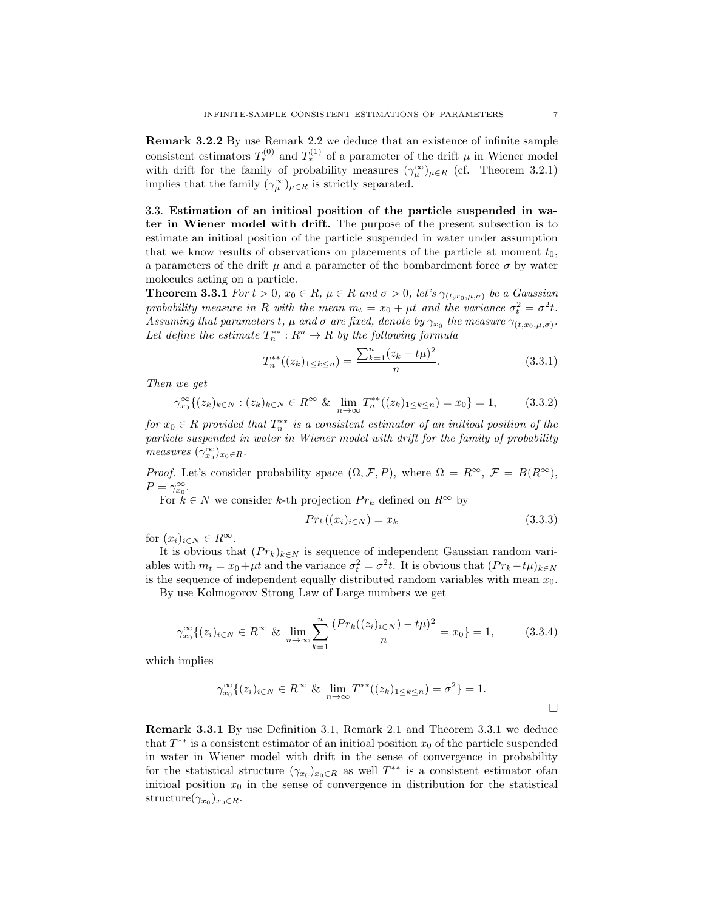**Remark 3.2.2** By use Remark 2.2 we deduce that an existence of infinite sample consistent estimators $T_*^{(0)}$ and $T_*^{(1)}$ of a parameter of the drift $\mu$ in Wiener model with drift for the family of probability measures $(\gamma_\mu^\infty)_{\mu \in R}$ (cf. Theorem 3.2.1) implies that the family $(\gamma_\mu^\infty)_{\mu \in R}$ is strictly separated.

3.3. **Estimation of an initioal position of the particle suspended in water in Wiener model with drift.** The purpose of the present subsection is to estimate an initioal position of the particle suspended in water under assumption that we know results of observations on placements of the particle at moment $t_0$, a parameters of the drift $\mu$ and a parameter of the bombardment force $\sigma$ by water molecules acting on a particle.

**Theorem 3.3.1** *For $t > 0$, $x_0 \in R$, $\mu \in R$ and $\sigma > 0$, let's $\gamma_{(t,x_0,\mu,\sigma)}$ be a Gaussian probability measure in $R$ with the mean $m_t = x_0 + \mu t$ and the variance $\sigma_t^2 = \sigma^2 t$. Assuming that parameters $t$, $\mu$ and $\sigma$ are fixed, denote by $\gamma_{x_0}$ the measure $\gamma_{(t,x_0,\mu,\sigma)}$. Let define the estimate $T_n^{**} : R^n \to R$ by the following formula*

$$T_n^{**}((z_k)_{1 \le k \le n}) = \frac{\sum_{k=1}^n (z_k - t\mu)^2}{n}. \tag{3.3.1}$$

*Then we get*

$$\gamma_{x_0}^\infty\{(z_k)_{k \in N} : (z_k)_{k \in N} \in R^\infty \ \& \ \lim_{n \to \infty} T_n^{**}((z_k)_{1 \le k \le n}) = x_0\} = 1, \tag{3.3.2}$$

*for $x_0 \in R$ provided that $T_n^{**}$ is a consistent estimator of an initioal position of the particle suspended in water in Wiener model with drift for the family of probability measures $(\gamma_{x_0}^\infty)_{x_0 \in R}$.*

*Proof.* Let's consider probability space $(\Omega, \mathcal{F}, P)$, where $\Omega = R^\infty$, $\mathcal{F} = B(R^\infty)$, $P = \gamma_{x_0}^\infty$.

For $k \in N$ we consider $k$-th projection $Pr_k$ defined on $R^\infty$ by

$$Pr_k((x_i)_{i \in N}) = x_k \tag{3.3.3}$$

for $(x_i)_{i \in N} \in R^\infty$.

It is obvious that $(Pr_k)_{k \in N}$ is sequence of independent Gaussian random variables with $m_t = x_0 + \mu t$ and the variance $\sigma_t^2 = \sigma^2 t$. It is obvious that $(Pr_k - t\mu)_{k \in N}$ is the sequence of independent equally distributed random variables with mean $x_0$.

By use Kolmogorov Strong Law of Large numbers we get

$$\gamma_{x_0}^\infty\{(z_i)_{i \in N} \in R^\infty \ \& \ \lim_{n \to \infty} \sum_{k=1}^n \frac{(Pr_k((z_i)_{i \in N}) - t\mu)^2}{n} = x_0\} = 1, \tag{3.3.4}$$

which implies

$$\gamma_{x_0}^\infty\{(z_i)_{i \in N} \in R^\infty \ \& \ \lim_{n \to \infty} T^{**}((z_k)_{1 \le k \le n}) = \sigma^2\} = 1.$$

□

**Remark 3.3.1** By use Definition 3.1, Remark 2.1 and Theorem 3.3.1 we deduce that $T^{**}$ is a consistent estimator of an initioal position $x_0$ of the particle suspended in water in Wiener model with drift in the sense of convergence in probability for the statistical structure $(\gamma_{x_0})_{x_0 \in R}$ as well $T^{**}$ is a consistent estimator ofan initioal position $x_0$ in the sense of convergence in distribution for the statistical structure$(\gamma_{x_0})_{x_0 \in R}$.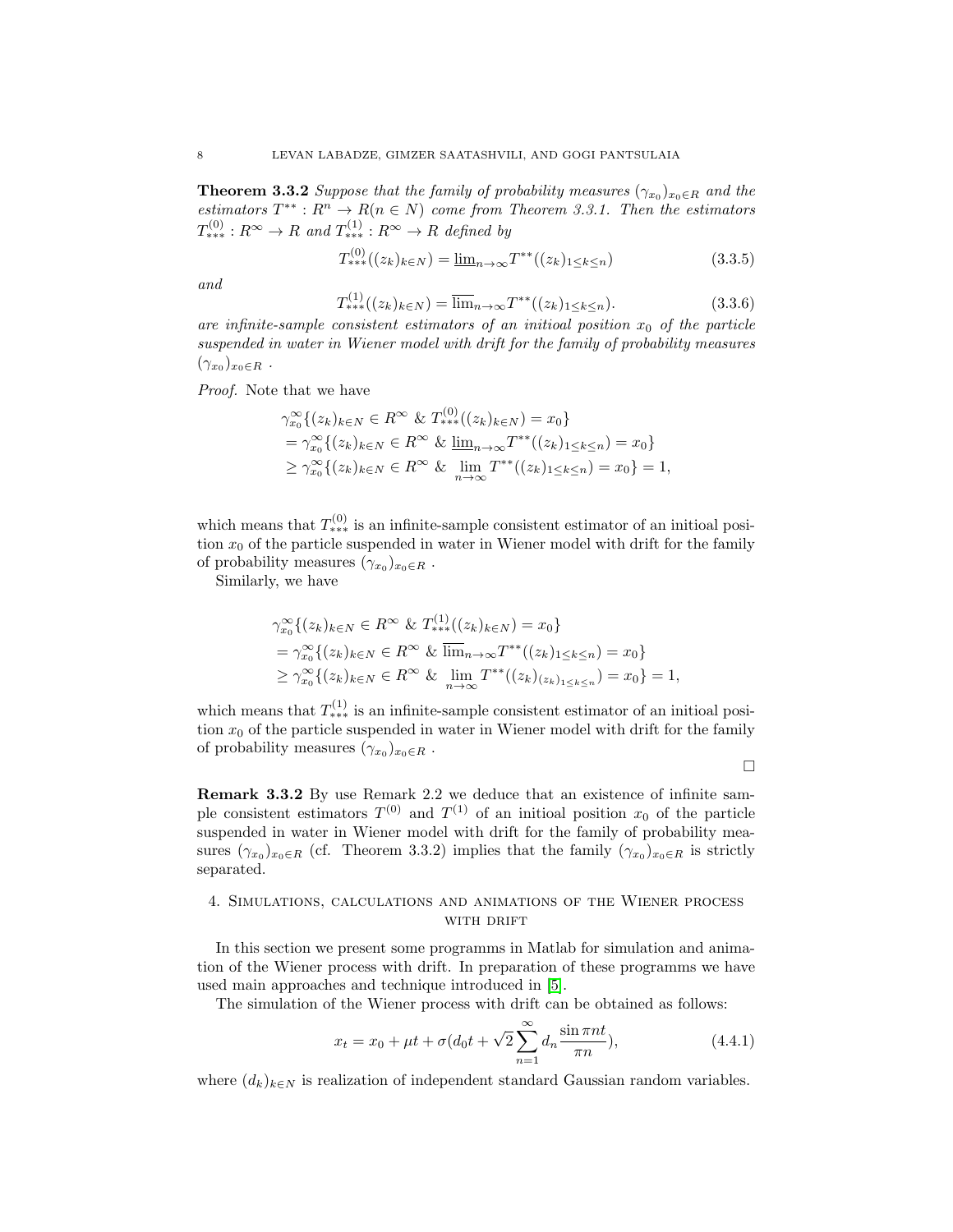**Theorem 3.3.2** *Suppose that the family of probability measures $(\gamma_{x_0})_{x_0 \in R}$ and the estimators $T^{**} : R^n \to R (n \in N)$ come from Theorem 3.3.1. Then the estimators $T^{(0)}_{***} : R^\infty \to R$ and $T^{(1)}_{***} : R^\infty \to R$ defined by*

$$T^{(0)}_{***}((z_k)_{k \in N}) = \underline{\lim}_{n \to \infty} T^{**}((z_k)_{1 \le k \le n}) \tag{3.3.5}$$

*and*

$$T^{(1)}_{***}((z_k)_{k \in N}) = \overline{\lim}_{n \to \infty} T^{**}((z_k)_{1 \le k \le n}). \tag{3.3.6}$$

*are infinite-sample consistent estimators of an initioal position $x_0$ of the particle suspended in water in Wiener model with drift for the family of probability measures $(\gamma_{x_0})_{x_0 \in R}$ .*

*Proof.* Note that we have

$$\begin{aligned}
&\gamma^\infty_{x_0}\{(z_k)_{k \in N} \in R^\infty \;\&\; T^{(0)}_{***}((z_k)_{k \in N}) = x_0\} \\
&= \gamma^\infty_{x_0}\{(z_k)_{k \in N} \in R^\infty \;\&\; \underline{\lim}_{n \to \infty} T^{**}((z_k)_{1 \le k \le n}) = x_0\} \\
&\ge \gamma^\infty_{x_0}\{(z_k)_{k \in N} \in R^\infty \;\&\; \lim_{n \to \infty} T^{**}((z_k)_{1 \le k \le n}) = x_0\} = 1,
\end{aligned}$$

which means that $T^{(0)}_{***}$ is an infinite-sample consistent estimator of an initioal position $x_0$ of the particle suspended in water in Wiener model with drift for the family of probability measures $(\gamma_{x_0})_{x_0 \in R}$ .

Similarly, we have

$$\begin{aligned}
&\gamma^\infty_{x_0}\{(z_k)_{k \in N} \in R^\infty \;\&\; T^{(1)}_{***}((z_k)_{k \in N}) = x_0\} \\
&= \gamma^\infty_{x_0}\{(z_k)_{k \in N} \in R^\infty \;\&\; \overline{\lim}_{n \to \infty} T^{**}((z_k)_{1 \le k \le n}) = x_0\} \\
&\ge \gamma^\infty_{x_0}\{(z_k)_{k \in N} \in R^\infty \;\&\; \lim_{n \to \infty} T^{**}((z_k)_{(z_k)_{1 \le k \le n}}) = x_0\} = 1,
\end{aligned}$$

which means that $T^{(1)}_{***}$ is an infinite-sample consistent estimator of an initioal position $x_0$ of the particle suspended in water in Wiener model with drift for the family of probability measures $(\gamma_{x_0})_{x_0 \in R}$ .

□

**Remark 3.3.2** By use Remark 2.2 we deduce that an existence of infinite sample consistent estimators $T^{(0)}$ and $T^{(1)}$ of an initioal position $x_0$ of the particle suspended in water in Wiener model with drift for the family of probability measures $(\gamma_{x_0})_{x_0 \in R}$ (cf. Theorem 3.3.2) implies that the family $(\gamma_{x_0})_{x_0 \in R}$ is strictly separated.

## 4. Simulations, calculations and animations of the Wiener process with drift

In this section we present some programms in Matlab for simulation and animation of the Wiener process with drift. In preparation of these programms we have used main approaches and technique introduced in [5].

The simulation of the Wiener process with drift can be obtained as follows:

$$x_t = x_0 + \mu t + \sigma(d_0 t + \sqrt{2} \sum_{n=1}^{\infty} d_n \frac{\sin \pi n t}{\pi n}), \tag{4.4.1}$$

where $(d_k)_{k \in N}$ is realization of independent standard Gaussian random variables.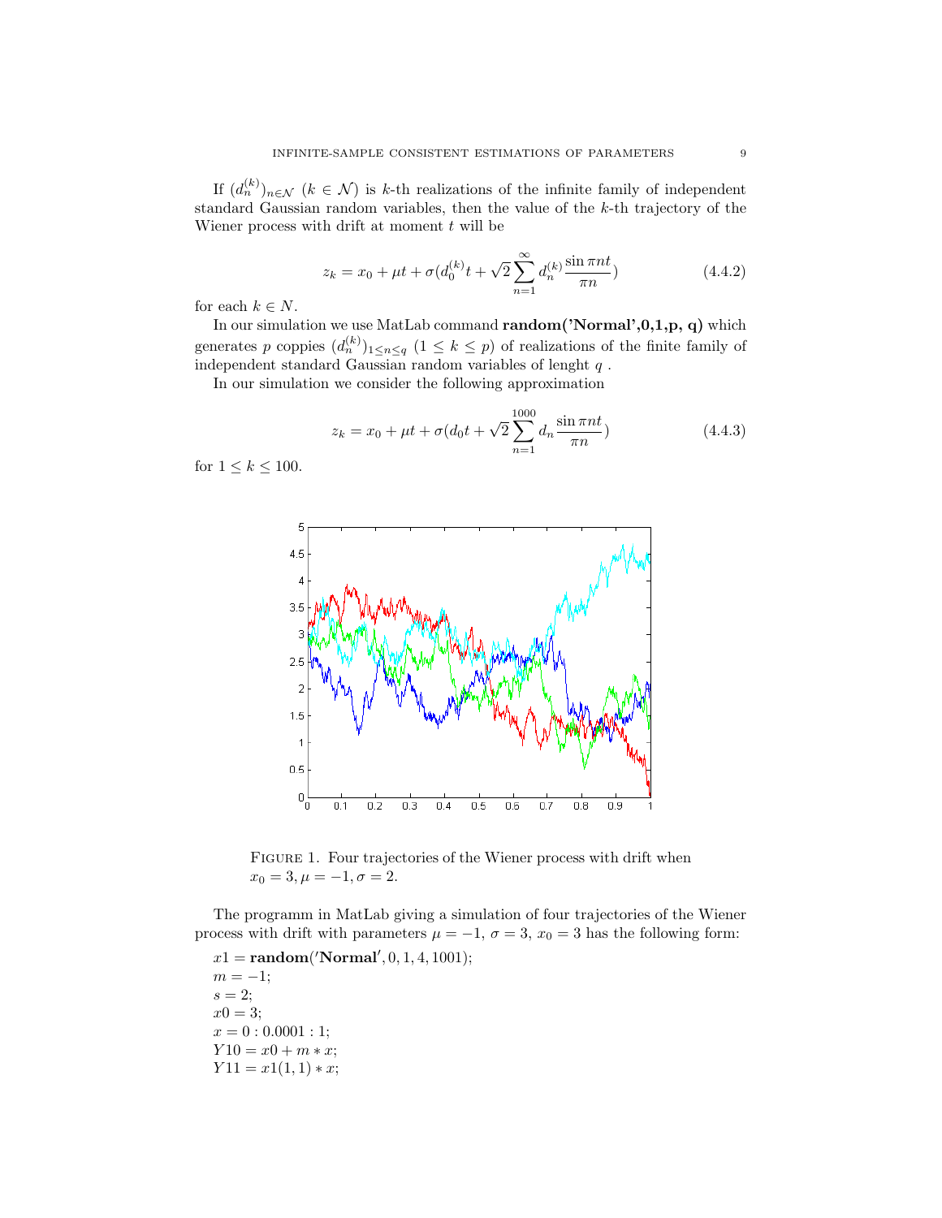If $(d_n^{(k)})_{n\in\mathcal{N}}$ $(k \in \mathcal{N})$ is $k$-th realizations of the infinite family of independent standard Gaussian random variables, then the value of the $k$-th trajectory of the Wiener process with drift at moment $t$ will be

$$z_k = x_0 + \mu t + \sigma(d_0^{(k)} t + \sqrt{2}\sum_{n=1}^{\infty} d_n^{(k)} \frac{\sin \pi n t}{\pi n}) \tag{4.4.2}$$

for each $k \in N$.

In our simulation we use MatLab command **random('Normal',0,1,p, q)** which generates $p$ coppies $(d_n^{(k)})_{1\le n\le q}$ $(1 \le k \le p)$ of realizations of the finite family of independent standard Gaussian random variables of lenght $q$ .

In our simulation we consider the following approximation

$$z_k = x_0 + \mu t + \sigma(d_0 t + \sqrt{2}\sum_{n=1}^{1000} d_n \frac{\sin \pi n t}{\pi n}) \tag{4.4.3}$$

for $1 \le k \le 100$.

FIGURE 1. Four trajectories of the Wiener process with drift when $x_0 = 3, \mu = -1, \sigma = 2$.

The programm in MatLab giving a simulation of four trajectories of the Wiener process with drift with parameters $\mu = -1$, $\sigma = 3$, $x_0 = 3$ has the following form:

```
x1 = random('Normal', 0, 1, 4, 1001);
m = -1;
s = 2;
x0 = 3;
x = 0 : 0.0001 : 1;
Y10 = x0 + m * x;
Y11 = x1(1, 1) * x;
```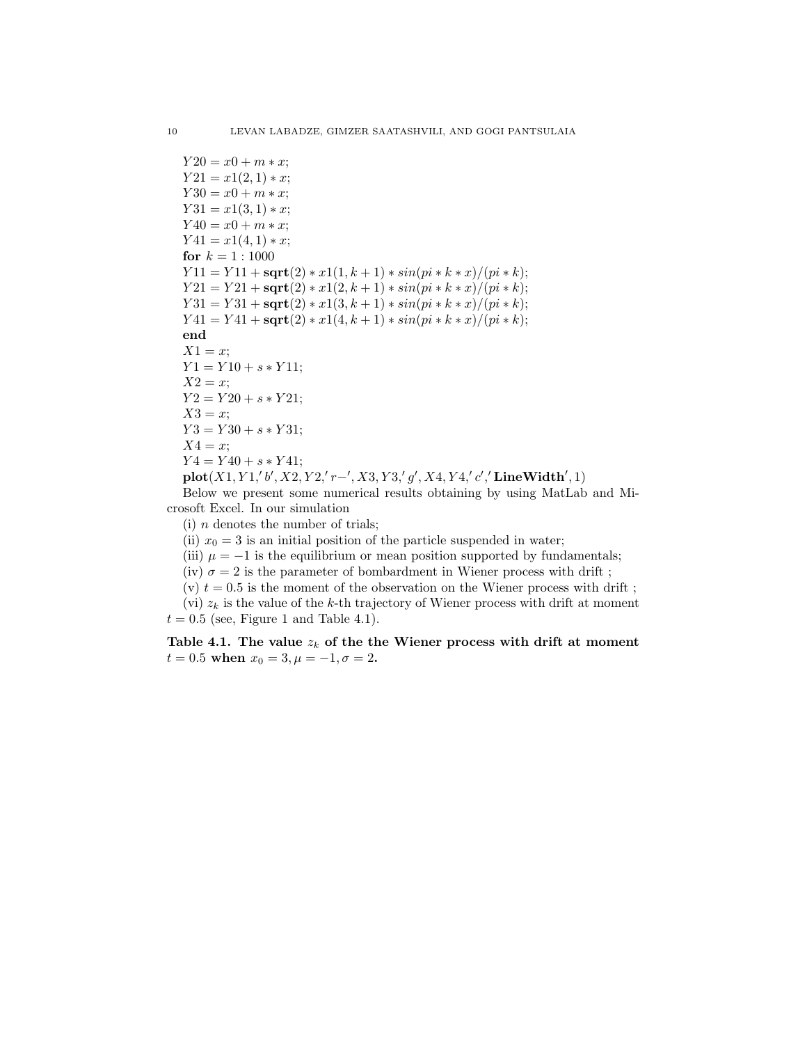```
Y20 = x0 + m * x;
Y21 = x1(2, 1) * x;
Y30 = x0 + m * x;
Y31 = x1(3, 1) * x;
Y40 = x0 + m * x;
Y41 = x1(4, 1) * x;
for k = 1 : 1000
Y11 = Y11 + sqrt(2) * x1(1, k + 1) * sin(pi * k * x)/(pi * k);
Y21 = Y21 + sqrt(2) * x1(2, k + 1) * sin(pi * k * x)/(pi * k);
Y31 = Y31 + sqrt(2) * x1(3, k + 1) * sin(pi * k * x)/(pi * k);
Y41 = Y41 + sqrt(2) * x1(4, k + 1) * sin(pi * k * x)/(pi * k);
end
X1 = x;
Y1 = Y10 + s * Y11;
X2 = x;
Y2 = Y20 + s * Y21;
X3 = x;
Y3 = Y30 + s * Y31;
X4 = x;
Y4 = Y40 + s * Y41;
plot(X1, Y1,'b', X2, Y2,'r-', X3, Y3,'g', X4, Y4,'c','LineWidth', 1)
```

Below we present some numerical results obtaining by using MatLab and Microsoft Excel. In our simulation

(i) $n$ denotes the number of trials;

(ii) $x_0 = 3$ is an initial position of the particle suspended in water;

(iii) $\mu = -1$ is the equilibrium or mean position supported by fundamentals;

(iv) $\sigma = 2$ is the parameter of bombardment in Wiener process with drift ;

(v) $t = 0.5$ is the moment of the observation on the Wiener process with drift ;

(vi) $z_k$ is the value of the $k$-th trajectory of Wiener process with drift at moment $t = 0.5$ (see, Figure 1 and Table 4.1).

**Table 4.1. The value $z_k$ of the the Wiener process with drift at moment $t = 0.5$ when $x_0 = 3, \mu = -1, \sigma = 2$.**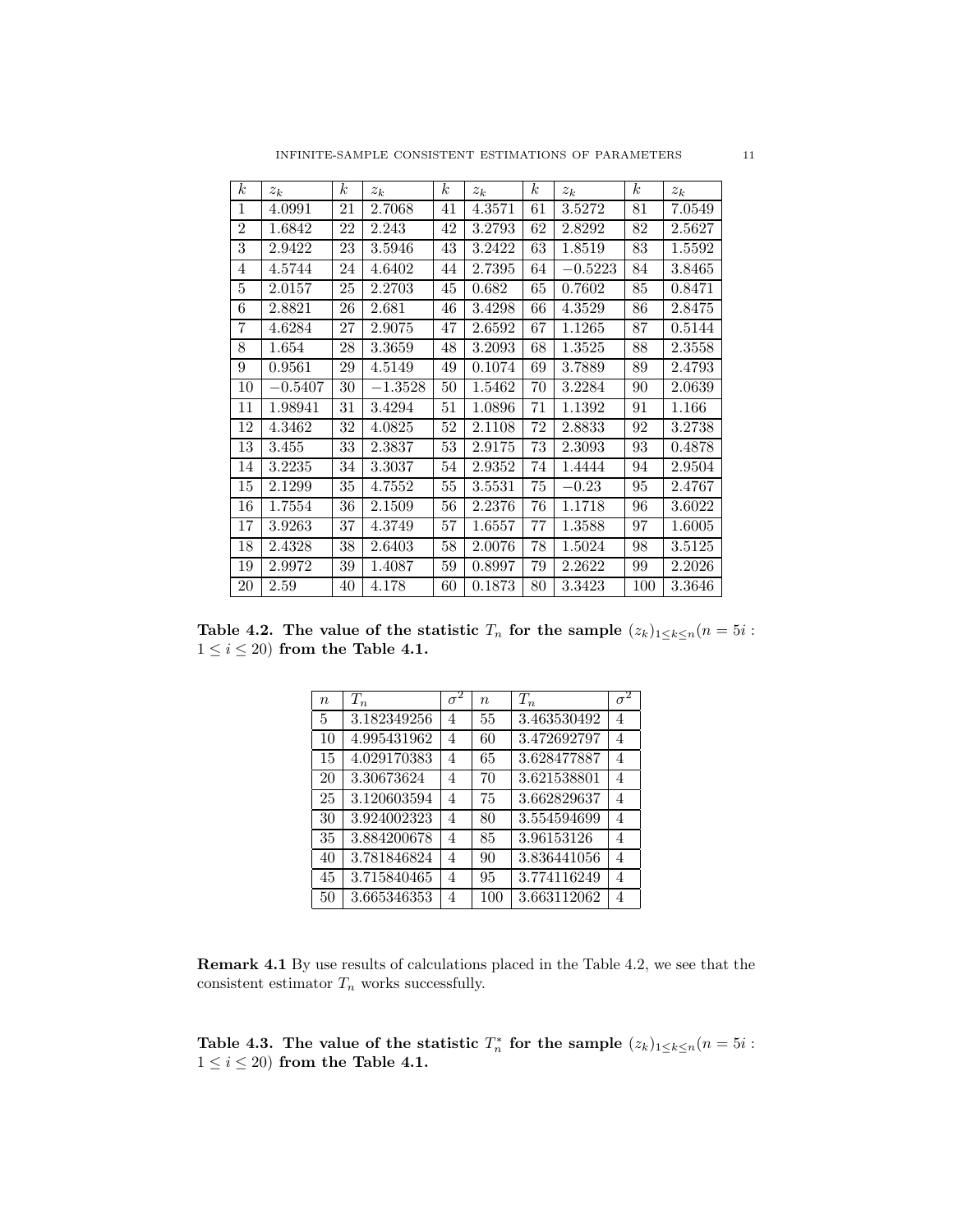| $k$ | $z_k$ | $k$ | $z_k$ | $k$ | $z_k$ | $k$ | $z_k$ | $k$ | $z_k$ |
|---|---|---|---|---|---|---|---|---|---|
| 1 | 4.0991 | 21 | 2.7068 | 41 | 4.3571 | 61 | 3.5272 | 81 | 7.0549 |
| 2 | 1.6842 | 22 | 2.243 | 42 | 3.2793 | 62 | 2.8292 | 82 | 2.5627 |
| 3 | 2.9422 | 23 | 3.5946 | 43 | 3.2422 | 63 | 1.8519 | 83 | 1.5592 |
| 4 | 4.5744 | 24 | 4.6402 | 44 | 2.7395 | 64 | $-0.5223$ | 84 | 3.8465 |
| 5 | 2.0157 | 25 | 2.2703 | 45 | 0.682 | 65 | 0.7602 | 85 | 0.8471 |
| 6 | 2.8821 | 26 | 2.681 | 46 | 3.4298 | 66 | 4.3529 | 86 | 2.8475 |
| 7 | 4.6284 | 27 | 2.9075 | 47 | 2.6592 | 67 | 1.1265 | 87 | 0.5144 |
| 8 | 1.654 | 28 | 3.3659 | 48 | 3.2093 | 68 | 1.3525 | 88 | 2.3558 |
| 9 | 0.9561 | 29 | 4.5149 | 49 | 0.1074 | 69 | 3.7889 | 89 | 2.4793 |
| 10 | $-0.5407$ | 30 | $-1.3528$ | 50 | 1.5462 | 70 | 3.2284 | 90 | 2.0639 |
| 11 | 1.98941 | 31 | 3.4294 | 51 | 1.0896 | 71 | 1.1392 | 91 | 1.166 |
| 12 | 4.3462 | 32 | 4.0825 | 52 | 2.1108 | 72 | 2.8833 | 92 | 3.2738 |
| 13 | 3.455 | 33 | 2.3837 | 53 | 2.9175 | 73 | 2.3093 | 93 | 0.4878 |
| 14 | 3.2235 | 34 | 3.3037 | 54 | 2.9352 | 74 | 1.4444 | 94 | 2.9504 |
| 15 | 2.1299 | 35 | 4.7552 | 55 | 3.5531 | 75 | $-0.23$ | 95 | 2.4767 |
| 16 | 1.7554 | 36 | 2.1509 | 56 | 2.2376 | 76 | 1.1718 | 96 | 3.6022 |
| 17 | 3.9263 | 37 | 4.3749 | 57 | 1.6557 | 77 | 1.3588 | 97 | 1.6005 |
| 18 | 2.4328 | 38 | 2.6403 | 58 | 2.0076 | 78 | 1.5024 | 98 | 3.5125 |
| 19 | 2.9972 | 39 | 1.4087 | 59 | 0.8997 | 79 | 2.2622 | 99 | 2.2026 |
| 20 | 2.59 | 40 | 4.178 | 60 | 0.1873 | 80 | 3.3423 | 100 | 3.3646 |

**Table 4.2. The value of the statistic $T_n$ for the sample $(z_k)_{1 \le k \le n} (n = 5i : 1 \le i \le 20)$ from the Table 4.1.**

| $n$ | $T_n$ | $\sigma^2$ | $n$ | $T_n$ | $\sigma^2$ |
|---|---|---|---|---|---|
| 5 | 3.182349256 | 4 | 55 | 3.463530492 | 4 |
| 10 | 4.995431962 | 4 | 60 | 3.472692797 | 4 |
| 15 | 4.029170383 | 4 | 65 | 3.628477887 | 4 |
| 20 | 3.30673624 | 4 | 70 | 3.621538801 | 4 |
| 25 | 3.120603594 | 4 | 75 | 3.662829637 | 4 |
| 30 | 3.924002323 | 4 | 80 | 3.554594699 | 4 |
| 35 | 3.884200678 | 4 | 85 | 3.96153126 | 4 |
| 40 | 3.781846824 | 4 | 90 | 3.836441056 | 4 |
| 45 | 3.715840465 | 4 | 95 | 3.774116249 | 4 |
| 50 | 3.665346353 | 4 | 100 | 3.663112062 | 4 |

**Remark 4.1** By use results of calculations placed in the Table 4.2, we see that the consistent estimator $T_n$ works successfully.

**Table 4.3. The value of the statistic $T_n^*$ for the sample $(z_k)_{1 \le k \le n} (n = 5i : 1 \le i \le 20)$ from the Table 4.1.**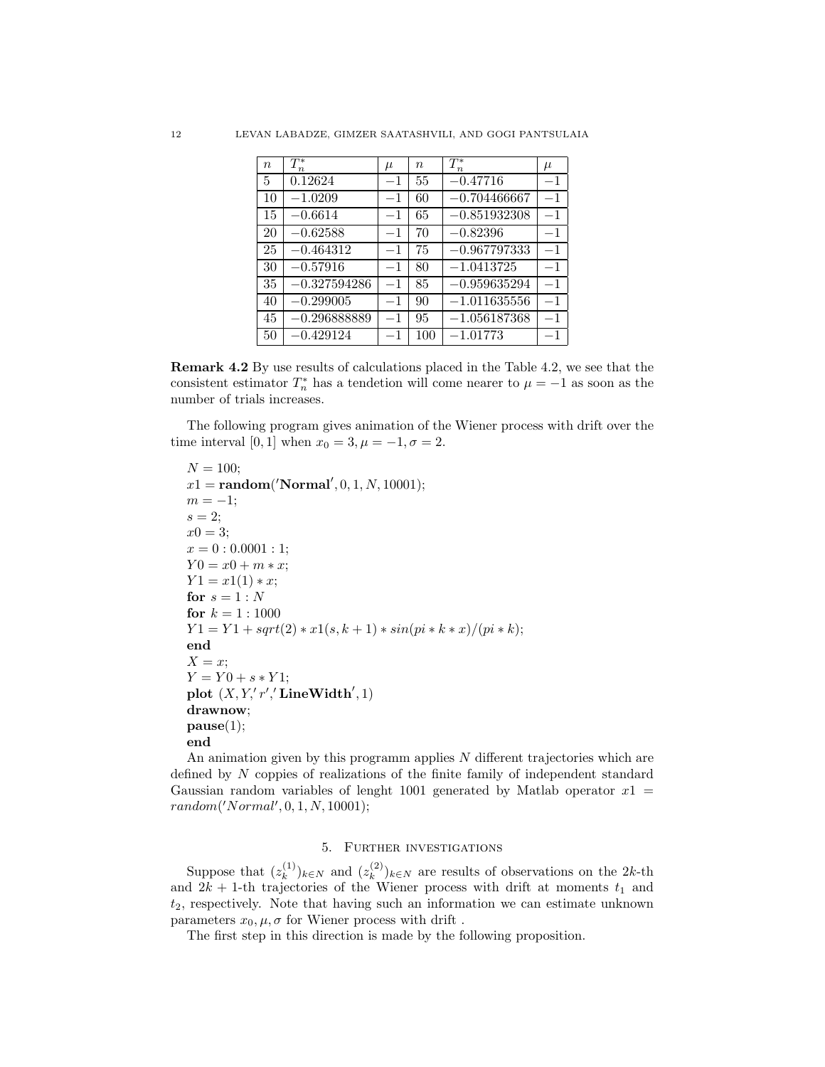| $n$ | $T_n^*$ | $\mu$ | $n$ | $T_n^*$ | $\mu$ |
|---|---|---|---|---|---|
| 5 | 0.12624 | $-1$ | 55 | $-0.47716$ | $-1$ |
| 10 | $-1.0209$ | $-1$ | 60 | $-0.704466667$ | $-1$ |
| 15 | $-0.6614$ | $-1$ | 65 | $-0.851932308$ | $-1$ |
| 20 | $-0.62588$ | $-1$ | 70 | $-0.82396$ | $-1$ |
| 25 | $-0.464312$ | $-1$ | 75 | $-0.967797333$ | $-1$ |
| 30 | $-0.57916$ | $-1$ | 80 | $-1.0413725$ | $-1$ |
| 35 | $-0.327594286$ | $-1$ | 85 | $-0.959635294$ | $-1$ |
| 40 | $-0.299005$ | $-1$ | 90 | $-1.011635556$ | $-1$ |
| 45 | $-0.296888889$ | $-1$ | 95 | $-1.056187368$ | $-1$ |
| 50 | $-0.429124$ | $-1$ | 100 | $-1.01773$ | $-1$ |

**Remark 4.2** By use results of calculations placed in the Table 4.2, we see that the consistent estimator $T_n^*$ has a tendetion will come nearer to $\mu = -1$ as soon as the number of trials increases.

The following program gives animation of the Wiener process with drift over the time interval $[0, 1]$ when $x_0 = 3, \mu = -1, \sigma = 2$.

```
N = 100;
x1 = random('Normal', 0, 1, N, 10001);
m = -1;
s = 2;
x0 = 3;
x = 0 : 0.0001 : 1;
Y0 = x0 + m * x;
Y1 = x1(1) * x;
for s = 1 : N
for k = 1 : 1000
Y1 = Y1 + sqrt(2) * x1(s, k + 1) * sin(pi * k * x)/(pi * k);
end
X = x;
Y = Y0 + s * Y1;
plot (X, Y, 'r', 'LineWidth', 1)
drawnow;
pause(1);
end
```

An animation given by this programm applies $N$ different trajectories which are defined by $N$ coppies of realizations of the finite family of independent standard Gaussian random variables of lenght 1001 generated by Matlab operator $x1 = random('Normal', 0, 1, N, 10001)$;

## 5. Further investigations

Suppose that $(z_k^{(1)})_{k \in N}$ and $(z_k^{(2)})_{k \in N}$ are results of observations on the $2k$-th and $2k+1$-th trajectories of the Wiener process with drift at moments $t_1$ and $t_2$, respectively. Note that having such an information we can estimate unknown parameters $x_0, \mu, \sigma$ for Wiener process with drift .

The first step in this direction is made by the following proposition.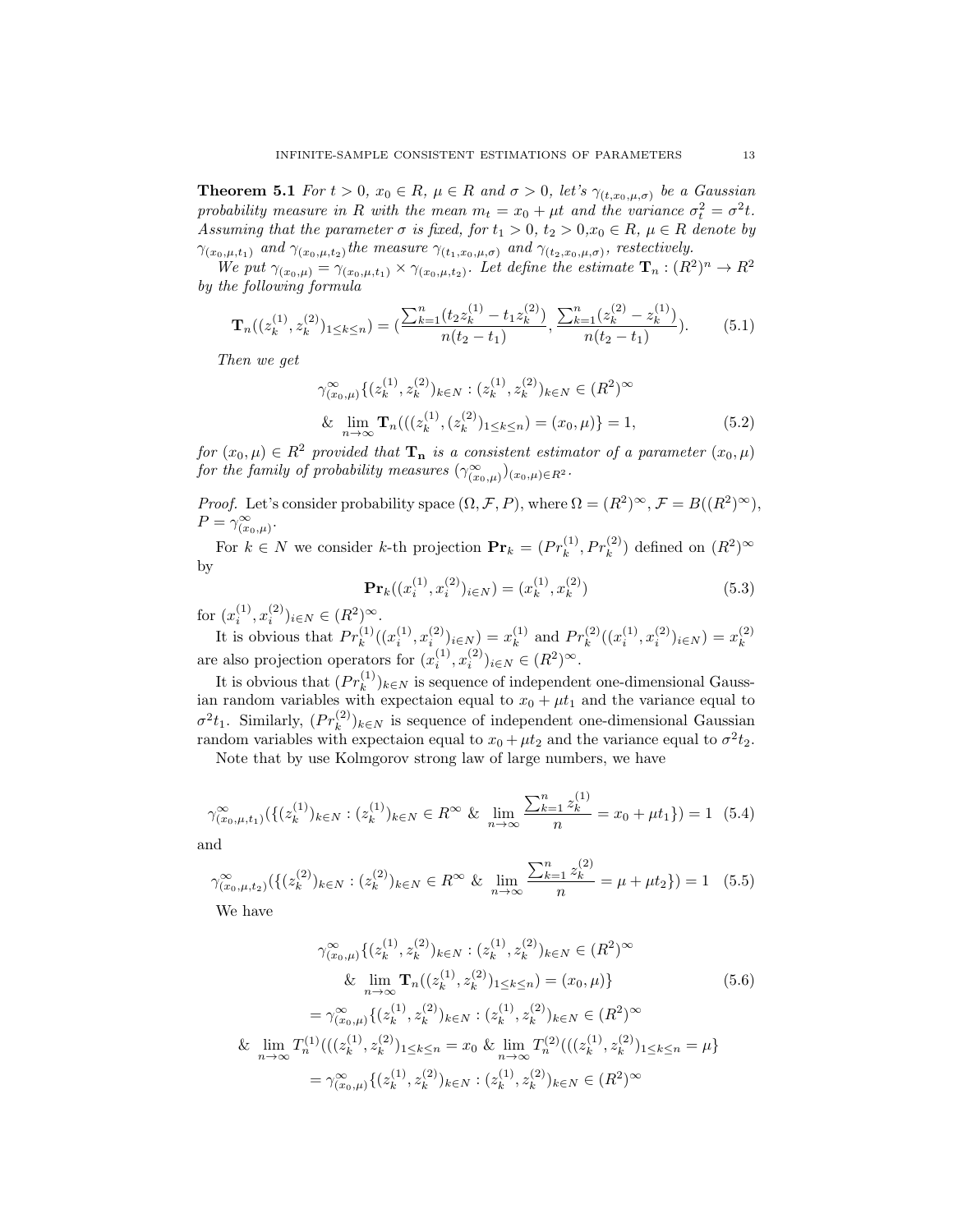**Theorem 5.1** *For $t > 0$, $x_0 \in R$, $\mu \in R$ and $\sigma > 0$, let's $\gamma_{(t,x_0,\mu,\sigma)}$ be a Gaussian probability measure in $R$ with the mean $m_t = x_0 + \mu t$ and the variance $\sigma_t^2 = \sigma^2 t$. Assuming that the parameter $\sigma$ is fixed, for $t_1 > 0$, $t_2 > 0$, $x_0 \in R$, $\mu \in R$ denote by $\gamma_{(x_0,\mu,t_1)}$ and $\gamma_{(x_0,\mu,t_2)}$ the measure $\gamma_{(t_1,x_0,\mu,\sigma)}$ and $\gamma_{(t_2,x_0,\mu,\sigma)}$, restectively.*

*We put $\gamma_{(x_0,\mu)} = \gamma_{(x_0,\mu,t_1)} \times \gamma_{(x_0,\mu,t_2)}$. Let define the estimate $\mathbf{T}_n : (R^2)^n \to R^2$ by the following formula*

$$\mathbf{T}_n((z_k^{(1)}, z_k^{(2)})_{1 \le k \le n}) = \Big(\frac{\sum_{k=1}^n (t_2 z_k^{(1)} - t_1 z_k^{(2)})}{n(t_2 - t_1)}, \frac{\sum_{k=1}^n (z_k^{(2)} - z_k^{(1)})}{n(t_2 - t_1)}\Big). \tag{5.1}$$

*Then we get*

$$\gamma^{\infty}_{(x_0,\mu)}\{(z_k^{(1)}, z_k^{(2)})_{k \in N} : (z_k^{(1)}, z_k^{(2)})_{k \in N} \in (R^2)^{\infty}$$
$$\& \lim_{n \to \infty} \mathbf{T}_n(((z_k^{(1)}, (z_k^{(2)})_{1 \le k \le n}) = (x_0, \mu)\} = 1, \tag{5.2}$$

*for $(x_0, \mu) \in R^2$ provided that $\mathbf{T_n}$ is a consistent estimator of a parameter $(x_0, \mu)$ for the family of probability measures $(\gamma^{\infty}_{(x_0,\mu)})_{(x_0,\mu) \in R^2}$.*

*Proof.* Let's consider probability space $(\Omega, \mathcal{F}, P)$, where $\Omega = (R^2)^{\infty}$, $\mathcal{F} = B((R^2)^{\infty})$, $P = \gamma^{\infty}_{(x_0,\mu)}$.

For $k \in N$ we consider $k$-th projection $\mathbf{Pr}_k = (Pr_k^{(1)}, Pr_k^{(2)})$ defined on $(R^2)^{\infty}$ by

$$\mathbf{Pr}_k((x_i^{(1)}, x_i^{(2)})_{i \in N}) = (x_k^{(1)}, x_k^{(2)}) \tag{5.3}$$

for $(x_i^{(1)}, x_i^{(2)})_{i \in N} \in (R^2)^{\infty}$.

It is obvious that $Pr_k^{(1)}((x_i^{(1)}, x_i^{(2)})_{i \in N}) = x_k^{(1)}$ and $Pr_k^{(2)}((x_i^{(1)}, x_i^{(2)})_{i \in N}) = x_k^{(2)}$ are also projection operators for $(x_i^{(1)}, x_i^{(2)})_{i \in N} \in (R^2)^{\infty}$.

It is obvious that $(Pr_k^{(1)})_{k \in N}$ is sequence of independent one-dimensional Gaussian random variables with expectaion equal to $x_0 + \mu t_1$ and the variance equal to $\sigma^2 t_1$. Similarly, $(Pr_k^{(2)})_{k \in N}$ is sequence of independent one-dimensional Gaussian random variables with expectaion equal to $x_0 + \mu t_2$ and the variance equal to $\sigma^2 t_2$.

Note that by use Kolmgorov strong law of large numbers, we have

$$\gamma^{\infty}_{(x_0,\mu,t_1)}(\{(z_k^{(1)})_{k \in N} : (z_k^{(1)})_{k \in N} \in R^{\infty} \ \& \ \lim_{n \to \infty} \frac{\sum_{k=1}^n z_k^{(1)}}{n} = x_0 + \mu t_1\}) = 1 \tag{5.4}$$

and

$$\gamma^{\infty}_{(x_0,\mu,t_2)}(\{(z_k^{(2)})_{k \in N} : (z_k^{(2)})_{k \in N} \in R^{\infty} \ \& \ \lim_{n \to \infty} \frac{\sum_{k=1}^n z_k^{(2)}}{n} = \mu + \mu t_2\}) = 1 \tag{5.5}$$

We have

$$\gamma^{\infty}_{(x_0,\mu)}\{(z_k^{(1)}, z_k^{(2)})_{k \in N} : (z_k^{(1)}, z_k^{(2)})_{k \in N} \in (R^2)^{\infty}$$
$$\& \lim_{n \to \infty} \mathbf{T}_n((z_k^{(1)}, z_k^{(2)})_{1 \le k \le n}) = (x_0, \mu)\} \tag{5.6}$$
$$= \gamma^{\infty}_{(x_0,\mu)}\{(z_k^{(1)}, z_k^{(2)})_{k \in N} : (z_k^{(1)}, z_k^{(2)})_{k \in N} \in (R^2)^{\infty}$$
$$\& \lim_{n \to \infty} T_n^{(1)}(((z_k^{(1)}, z_k^{(2)})_{1 \le k \le n} = x_0 \ \& \lim_{n \to \infty} T_n^{(2)}(((z_k^{(1)}, z_k^{(2)})_{1 \le k \le n} = \mu\}$$
$$= \gamma^{\infty}_{(x_0,\mu)}\{(z_k^{(1)}, z_k^{(2)})_{k \in N} : (z_k^{(1)}, z_k^{(2)})_{k \in N} \in (R^2)^{\infty}$$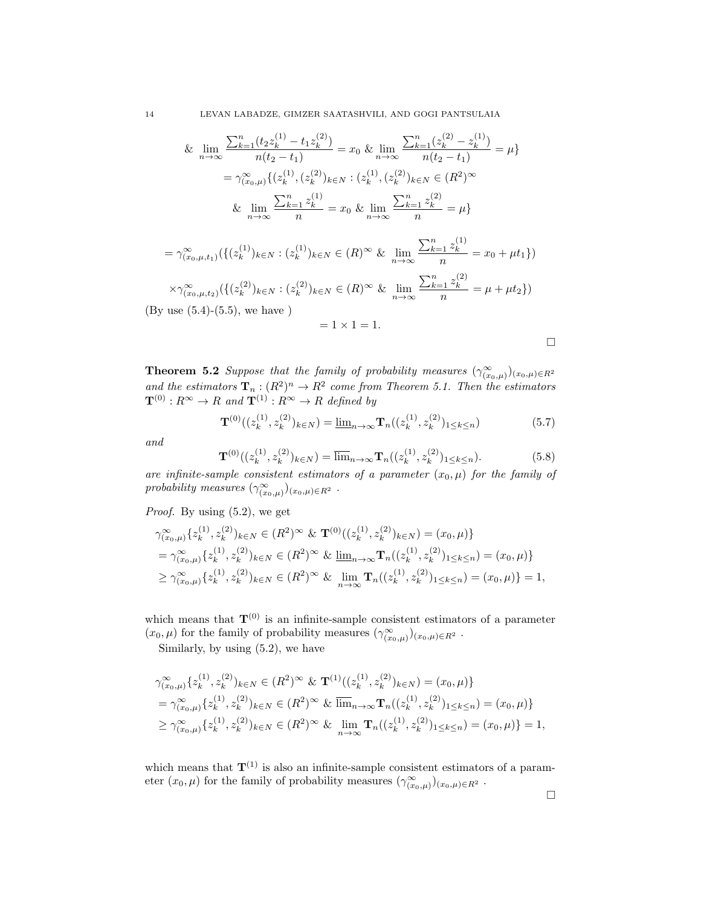$$\& \lim_{n\to\infty} \frac{\sum_{k=1}^n (t_2 z_k^{(1)} - t_1 z_k^{(2)})}{n(t_2-t_1)} = x_0 \ \& \lim_{n\to\infty} \frac{\sum_{k=1}^n (z_k^{(2)} - z_k^{(1)})}{n(t_2-t_1)} = \mu\}$$

$$= \gamma^{\infty}_{(x_0,\mu)}\{(z_k^{(1)}, (z_k^{(2)})_{k\in N} : (z_k^{(1)}, (z_k^{(2)})_{k\in N} \in (R^2)^{\infty}$$

$$\& \lim_{n\to\infty} \frac{\sum_{k=1}^n z_k^{(1)}}{n} = x_0 \ \& \lim_{n\to\infty} \frac{\sum_{k=1}^n z_k^{(2)}}{n} = \mu\}$$

$$= \gamma^{\infty}_{(x_0,\mu,t_1)}(\{(z_k^{(1)})_{k\in N} : (z_k^{(1)})_{k\in N} \in (R)^{\infty} \ \& \ \lim_{n\to\infty} \frac{\sum_{k=1}^n z_k^{(1)}}{n} = x_0 + \mu t_1\})$$

$$\times \gamma^{\infty}_{(x_0,\mu,t_2)}(\{(z_k^{(2)})_{k\in N} : (z_k^{(2)})_{k\in N} \in (R)^{\infty} \ \& \ \lim_{n\to\infty} \frac{\sum_{k=1}^n z_k^{(2)}}{n} = \mu + \mu t_2\})$$

(By use (5.4)-(5.5), we have )

$$= 1 \times 1 = 1.$$

□

**Theorem 5.2** *Suppose that the family of probability measures $(\gamma^{\infty}_{(x_0,\mu)})_{(x_0,\mu)\in R^2}$ and the estimators $\mathbf{T}_n : (R^2)^n \to R^2$ come from Theorem 5.1. Then the estimators $\mathbf{T}^{(0)} : R^{\infty} \to R$ and $\mathbf{T}^{(1)} : R^{\infty} \to R$ defined by*

$$\mathbf{T}^{(0)}((z_k^{(1)}, z_k^{(2)})_{k\in N}) = \underline{\lim}_{n\to\infty} \mathbf{T}_n((z_k^{(1)}, z_k^{(2)})_{1\le k\le n}) \tag{5.7}$$

*and*

$$\mathbf{T}^{(0)}((z_k^{(1)}, z_k^{(2)})_{k\in N}) = \overline{\lim}_{n\to\infty} \mathbf{T}_n((z_k^{(1)}, z_k^{(2)})_{1\le k\le n}). \tag{5.8}$$

*are infinite-sample consistent estimators of a parameter $(x_0, \mu)$ for the family of probability measures $(\gamma^{\infty}_{(x_0,\mu)})_{(x_0,\mu)\in R^2}$ .*

*Proof.* By using (5.2), we get

$$\begin{aligned}
&\gamma^{\infty}_{(x_0,\mu)}\{z_k^{(1)}, z_k^{(2)})_{k\in N} \in (R^2)^{\infty} \ \& \ \mathbf{T}^{(0)}((z_k^{(1)}, z_k^{(2)})_{k\in N}) = (x_0,\mu)\} \\
&= \gamma^{\infty}_{(x_0,\mu)}\{z_k^{(1)}, z_k^{(2)})_{k\in N} \in (R^2)^{\infty} \ \& \ \underline{\lim}_{n\to\infty} \mathbf{T}_n((z_k^{(1)}, z_k^{(2)})_{1\le k\le n}) = (x_0,\mu)\} \\
&\ge \gamma^{\infty}_{(x_0,\mu)}\{z_k^{(1)}, z_k^{(2)})_{k\in N} \in (R^2)^{\infty} \ \& \ \lim_{n\to\infty} \mathbf{T}_n((z_k^{(1)}, z_k^{(2)})_{1\le k\le n}) = (x_0,\mu)\} = 1,
\end{aligned}$$

which means that $\mathbf{T}^{(0)}$ is an infinite-sample consistent estimators of a parameter $(x_0, \mu)$ for the family of probability measures $(\gamma^{\infty}_{(x_0,\mu)})_{(x_0,\mu)\in R^2}$ .

Similarly, by using (5.2), we have

$$\begin{aligned}
&\gamma^{\infty}_{(x_0,\mu)}\{z_k^{(1)}, z_k^{(2)})_{k\in N} \in (R^2)^{\infty} \ \& \ \mathbf{T}^{(1)}((z_k^{(1)}, z_k^{(2)})_{k\in N}) = (x_0,\mu)\} \\
&= \gamma^{\infty}_{(x_0,\mu)}\{z_k^{(1)}, z_k^{(2)})_{k\in N} \in (R^2)^{\infty} \ \& \ \overline{\lim}_{n\to\infty} \mathbf{T}_n((z_k^{(1)}, z_k^{(2)})_{1\le k\le n}) = (x_0,\mu)\} \\
&\ge \gamma^{\infty}_{(x_0,\mu)}\{z_k^{(1)}, z_k^{(2)})_{k\in N} \in (R^2)^{\infty} \ \& \ \lim_{n\to\infty} \mathbf{T}_n((z_k^{(1)}, z_k^{(2)})_{1\le k\le n}) = (x_0,\mu)\} = 1,
\end{aligned}$$

which means that $\mathbf{T}^{(1)}$ is also an infinite-sample consistent estimators of a parameter $(x_0, \mu)$ for the family of probability measures $(\gamma^{\infty}_{(x_0,\mu)})_{(x_0,\mu)\in R^2}$ .

□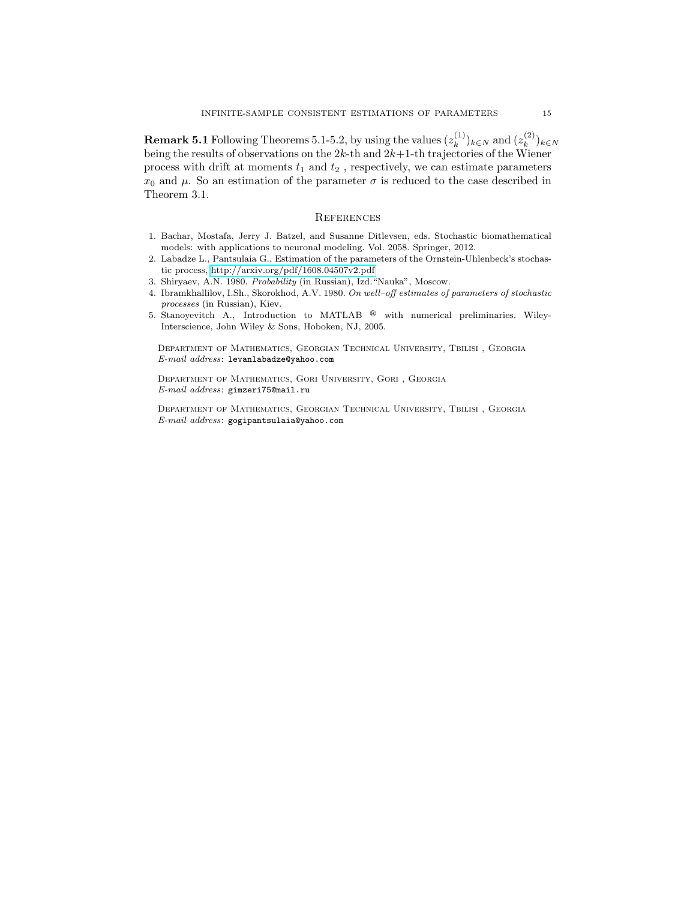**Remark 5.1** Following Theorems 5.1-5.2, by using the values $(z_k^{(1)})_{k\in N}$ and $(z_k^{(2)})_{k\in N}$ being the results of observations on the $2k$-th and $2k+1$-th trajectories of the Wiener process with drift at moments $t_1$ and $t_2$ , respectively, we can estimate parameters $x_0$ and $\mu$. So an estimation of the parameter $\sigma$ is reduced to the case described in Theorem 3.1.

## References

1. Bachar, Mostafa, Jerry J. Batzel, and Susanne Ditlevsen, eds. Stochastic biomathematical models: with applications to neuronal modeling. Vol. 2058. Springer, 2012.
2. Labadze L., Pantsulaia G., Estimation of the parameters of the Ornstein-Uhlenbeck's stochastic process, http://arxiv.org/pdf/1608.04507v2.pdf
3. Shiryaev, A.N. 1980. *Probability* (in Russian), Izd."Nauka", Moscow.
4. Ibramkhallilov, I.Sh., Skorokhod, A.V. 1980. *On well–off estimates of parameters of stochastic processes* (in Russian), Kiev.
5. Stanoyevitch A., Introduction to MATLAB ® with numerical preliminaries. Wiley-Interscience, John Wiley & Sons, Hoboken, NJ, 2005.

Department of Mathematics, Georgian Technical University, Tbilisi , Georgia
*E-mail address*: levanlabadze@yahoo.com

Department of Mathematics, Gori University, Gori , Georgia
*E-mail address*: gimzeri75@mail.ru

Department of Mathematics, Georgian Technical University, Tbilisi , Georgia
*E-mail address*: gogipantsulaia@yahoo.com